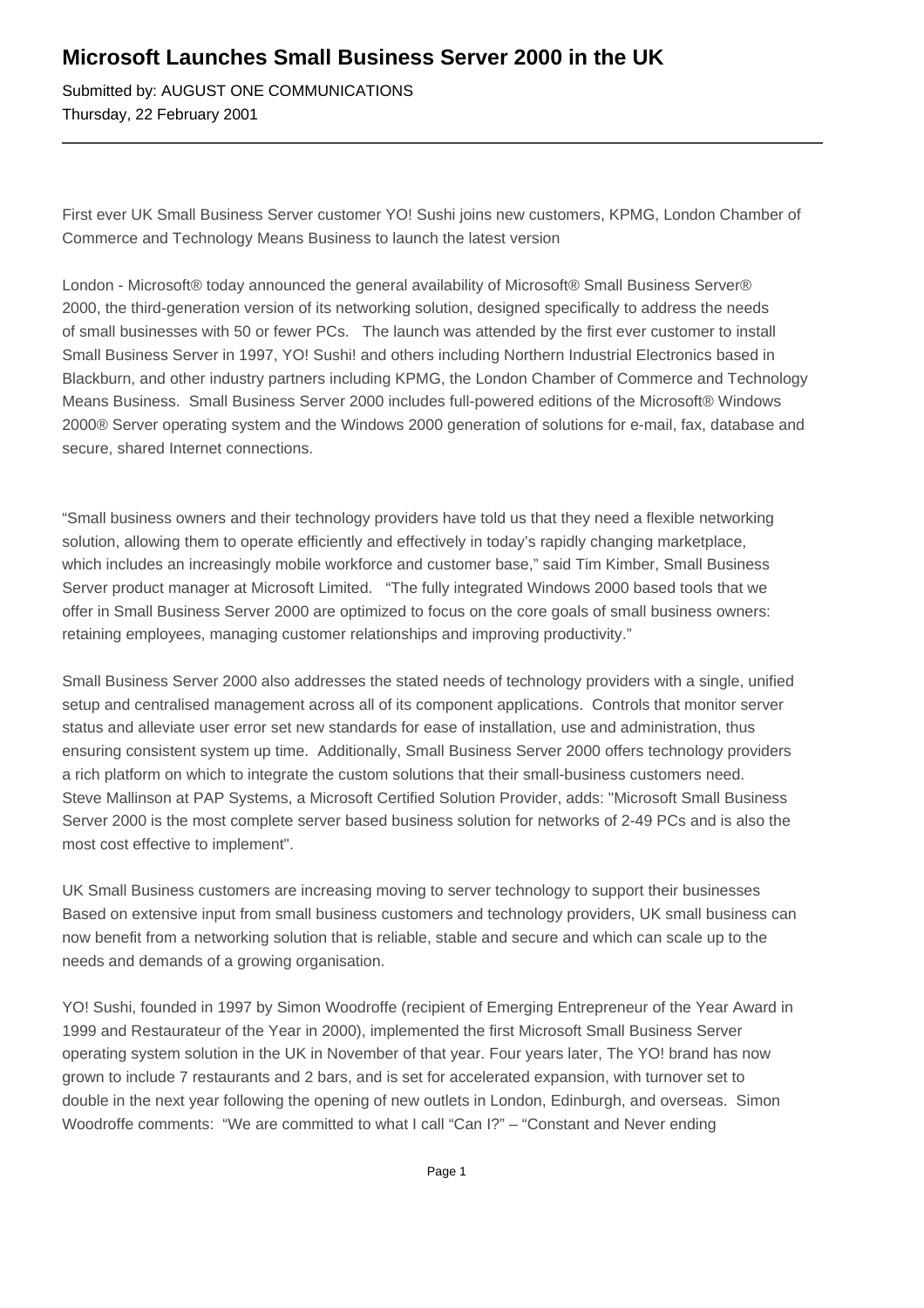# Microsoft Launches Small Business Server 2000 in the UK

Submitted by: AUGUST ONE COMMUNICATIONS
Thursday, 22 February 2001

---

First ever UK Small Business Server customer YO! Sushi joins new customers, KPMG, London Chamber of Commerce and Technology Means Business to launch the latest version

London - Microsoft® today announced the general availability of Microsoft® Small Business Server® 2000, the third-generation version of its networking solution, designed specifically to address the needs of small businesses with 50 or fewer PCs. The launch was attended by the first ever customer to install Small Business Server in 1997, YO! Sushi! and others including Northern Industrial Electronics based in Blackburn, and other industry partners including KPMG, the London Chamber of Commerce and Technology Means Business. Small Business Server 2000 includes full-powered editions of the Microsoft® Windows 2000® Server operating system and the Windows 2000 generation of solutions for e-mail, fax, database and secure, shared Internet connections.

"Small business owners and their technology providers have told us that they need a flexible networking solution, allowing them to operate efficiently and effectively in today's rapidly changing marketplace, which includes an increasingly mobile workforce and customer base," said Tim Kimber, Small Business Server product manager at Microsoft Limited. "The fully integrated Windows 2000 based tools that we offer in Small Business Server 2000 are optimized to focus on the core goals of small business owners: retaining employees, managing customer relationships and improving productivity."

Small Business Server 2000 also addresses the stated needs of technology providers with a single, unified setup and centralised management across all of its component applications. Controls that monitor server status and alleviate user error set new standards for ease of installation, use and administration, thus ensuring consistent system up time. Additionally, Small Business Server 2000 offers technology providers a rich platform on which to integrate the custom solutions that their small-business customers need. Steve Mallinson at PAP Systems, a Microsoft Certified Solution Provider, adds: "Microsoft Small Business Server 2000 is the most complete server based business solution for networks of 2-49 PCs and is also the most cost effective to implement".

UK Small Business customers are increasing moving to server technology to support their businesses Based on extensive input from small business customers and technology providers, UK small business can now benefit from a networking solution that is reliable, stable and secure and which can scale up to the needs and demands of a growing organisation.

YO! Sushi, founded in 1997 by Simon Woodroffe (recipient of Emerging Entrepreneur of the Year Award in 1999 and Restaurateur of the Year in 2000), implemented the first Microsoft Small Business Server operating system solution in the UK in November of that year. Four years later, The YO! brand has now grown to include 7 restaurants and 2 bars, and is set for accelerated expansion, with turnover set to double in the next year following the opening of new outlets in London, Edinburgh, and overseas. Simon Woodroffe comments: "We are committed to what I call "Can I?" – "Constant and Never ending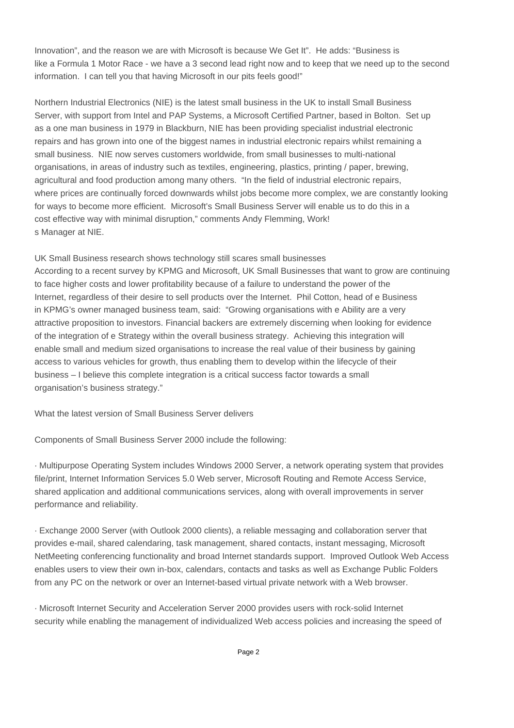Innovation", and the reason we are with Microsoft is because We Get It". He adds: "Business is like a Formula 1 Motor Race - we have a 3 second lead right now and to keep that we need up to the second information. I can tell you that having Microsoft in our pits feels good!"

Northern Industrial Electronics (NIE) is the latest small business in the UK to install Small Business Server, with support from Intel and PAP Systems, a Microsoft Certified Partner, based in Bolton. Set up as a one man business in 1979 in Blackburn, NIE has been providing specialist industrial electronic repairs and has grown into one of the biggest names in industrial electronic repairs whilst remaining a small business. NIE now serves customers worldwide, from small businesses to multi-national organisations, in areas of industry such as textiles, engineering, plastics, printing / paper, brewing, agricultural and food production among many others. "In the field of industrial electronic repairs, where prices are continually forced downwards whilst jobs become more complex, we are constantly looking for ways to become more efficient. Microsoft's Small Business Server will enable us to do this in a cost effective way with minimal disruption," comments Andy Flemming, Work!
s Manager at NIE.

UK Small Business research shows technology still scares small businesses

According to a recent survey by KPMG and Microsoft, UK Small Businesses that want to grow are continuing to face higher costs and lower profitability because of a failure to understand the power of the Internet, regardless of their desire to sell products over the Internet. Phil Cotton, head of e Business in KPMG's owner managed business team, said: "Growing organisations with e Ability are a very attractive proposition to investors. Financial backers are extremely discerning when looking for evidence of the integration of e Strategy within the overall business strategy. Achieving this integration will enable small and medium sized organisations to increase the real value of their business by gaining access to various vehicles for growth, thus enabling them to develop within the lifecycle of their business – I believe this complete integration is a critical success factor towards a small organisation's business strategy."

What the latest version of Small Business Server delivers

Components of Small Business Server 2000 include the following:

· Multipurpose Operating System includes Windows 2000 Server, a network operating system that provides file/print, Internet Information Services 5.0 Web server, Microsoft Routing and Remote Access Service, shared application and additional communications services, along with overall improvements in server performance and reliability.

· Exchange 2000 Server (with Outlook 2000 clients), a reliable messaging and collaboration server that provides e-mail, shared calendaring, task management, shared contacts, instant messaging, Microsoft NetMeeting conferencing functionality and broad Internet standards support. Improved Outlook Web Access enables users to view their own in-box, calendars, contacts and tasks as well as Exchange Public Folders from any PC on the network or over an Internet-based virtual private network with a Web browser.

· Microsoft Internet Security and Acceleration Server 2000 provides users with rock-solid Internet security while enabling the management of individualized Web access policies and increasing the speed of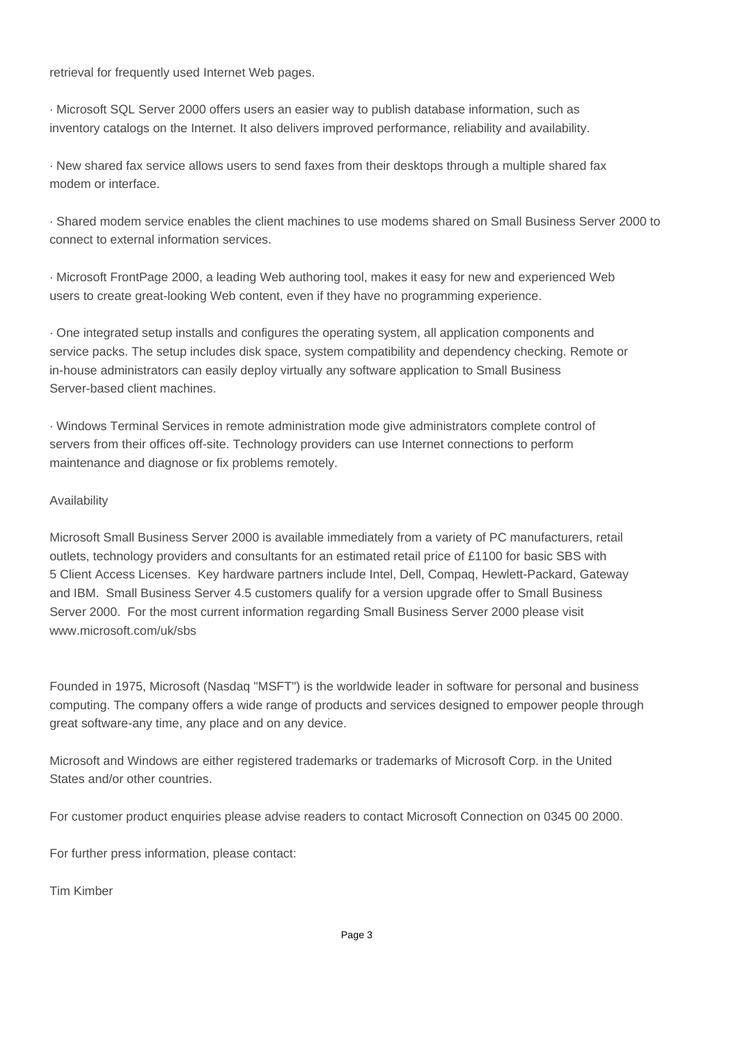retrieval for frequently used Internet Web pages.

· Microsoft SQL Server 2000 offers users an easier way to publish database information, such as inventory catalogs on the Internet. It also delivers improved performance, reliability and availability.

· New shared fax service allows users to send faxes from their desktops through a multiple shared fax modem or interface.

· Shared modem service enables the client machines to use modems shared on Small Business Server 2000 to connect to external information services.

· Microsoft FrontPage 2000, a leading Web authoring tool, makes it easy for new and experienced Web users to create great-looking Web content, even if they have no programming experience.

· One integrated setup installs and configures the operating system, all application components and service packs. The setup includes disk space, system compatibility and dependency checking. Remote or in-house administrators can easily deploy virtually any software application to Small Business Server-based client machines.

· Windows Terminal Services in remote administration mode give administrators complete control of servers from their offices off-site. Technology providers can use Internet connections to perform maintenance and diagnose or fix problems remotely.

Availability

Microsoft Small Business Server 2000 is available immediately from a variety of PC manufacturers, retail outlets, technology providers and consultants for an estimated retail price of £1100 for basic SBS with 5 Client Access Licenses.  Key hardware partners include Intel, Dell, Compaq, Hewlett-Packard, Gateway and IBM.  Small Business Server 4.5 customers qualify for a version upgrade offer to Small Business Server 2000.  For the most current information regarding Small Business Server 2000 please visit www.microsoft.com/uk/sbs

Founded in 1975, Microsoft (Nasdaq "MSFT") is the worldwide leader in software for personal and business computing. The company offers a wide range of products and services designed to empower people through great software-any time, any place and on any device.

Microsoft and Windows are either registered trademarks or trademarks of Microsoft Corp. in the United States and/or other countries.

For customer product enquiries please advise readers to contact Microsoft Connection on 0345 00 2000.

For further press information, please contact:

Tim Kimber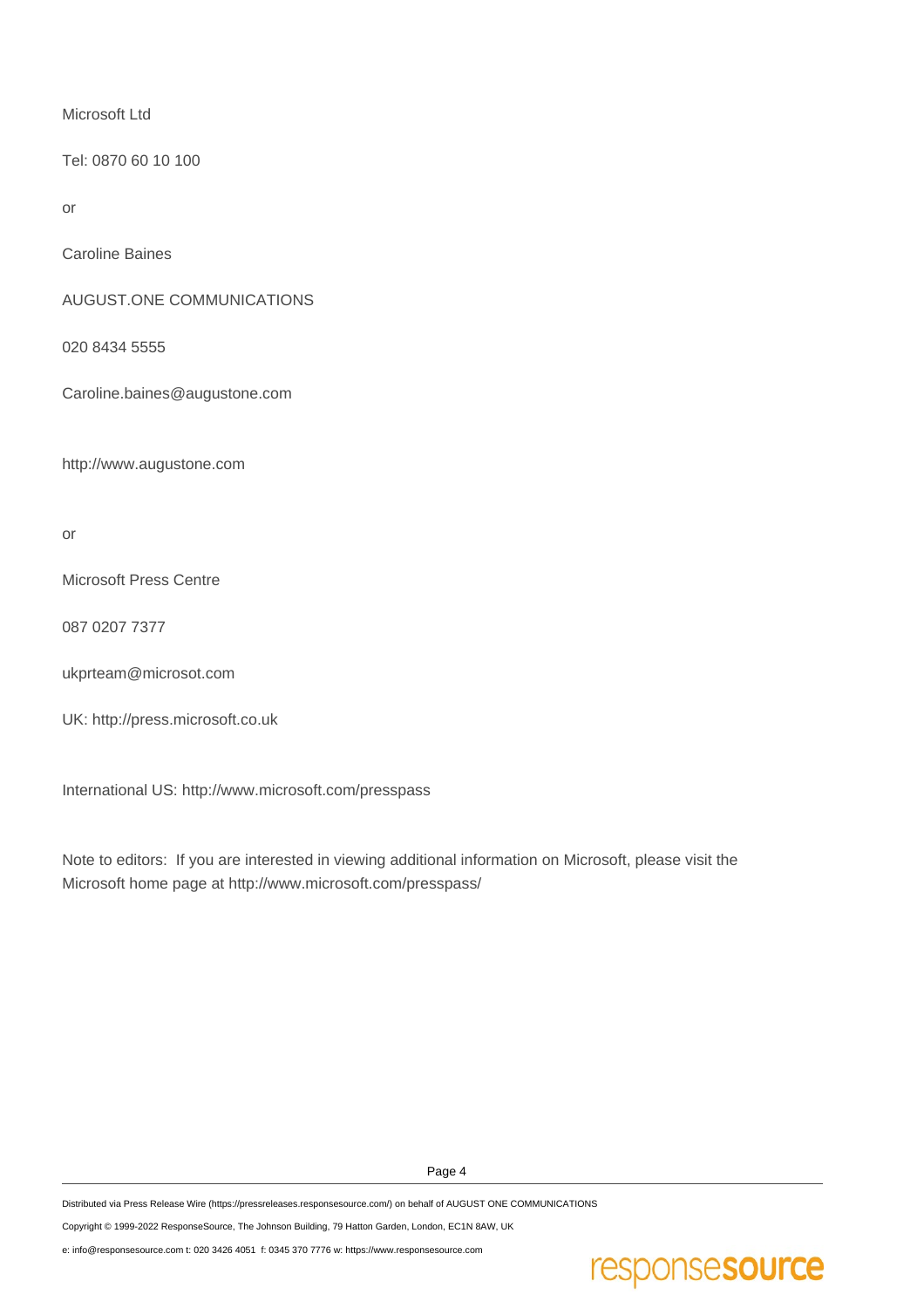Microsoft Ltd

Tel: 0870 60 10 100

or

Caroline Baines

AUGUST.ONE COMMUNICATIONS

020 8434 5555

Caroline.baines@augustone.com

http://www.augustone.com

or

Microsoft Press Centre

087 0207 7377

ukprteam@microsot.com

UK: http://press.microsoft.co.uk

International US: http://www.microsoft.com/presspass

Note to editors: If you are interested in viewing additional information on Microsoft, please visit the Microsoft home page at http://www.microsoft.com/presspass/